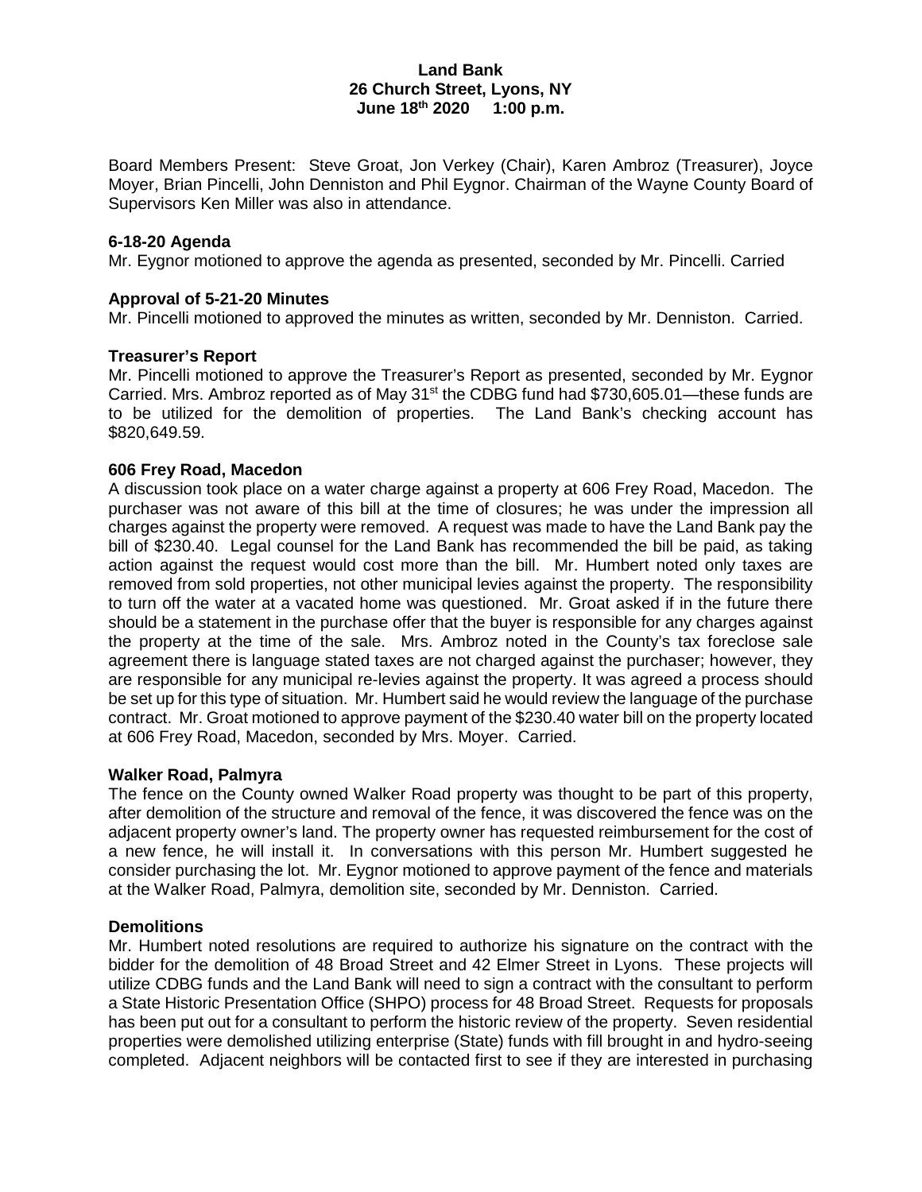**Land Bank**
**26 Church Street, Lyons, NY**
**June 18th 2020 1:00 p.m.**

Board Members Present: Steve Groat, Jon Verkey (Chair), Karen Ambroz (Treasurer), Joyce Moyer, Brian Pincelli, John Denniston and Phil Eygnor. Chairman of the Wayne County Board of Supervisors Ken Miller was also in attendance.

### 6-18-20 Agenda

Mr. Eygnor motioned to approve the agenda as presented, seconded by Mr. Pincelli. Carried

### Approval of 5-21-20 Minutes

Mr. Pincelli motioned to approved the minutes as written, seconded by Mr. Denniston. Carried.

### Treasurer's Report

Mr. Pincelli motioned to approve the Treasurer's Report as presented, seconded by Mr. Eygnor Carried. Mrs. Ambroz reported as of May 31st the CDBG fund had $730,605.01—these funds are to be utilized for the demolition of properties. The Land Bank's checking account has $820,649.59.

### 606 Frey Road, Macedon

A discussion took place on a water charge against a property at 606 Frey Road, Macedon. The purchaser was not aware of this bill at the time of closures; he was under the impression all charges against the property were removed. A request was made to have the Land Bank pay the bill of $230.40. Legal counsel for the Land Bank has recommended the bill be paid, as taking action against the request would cost more than the bill. Mr. Humbert noted only taxes are removed from sold properties, not other municipal levies against the property. The responsibility to turn off the water at a vacated home was questioned. Mr. Groat asked if in the future there should be a statement in the purchase offer that the buyer is responsible for any charges against the property at the time of the sale. Mrs. Ambroz noted in the County's tax foreclose sale agreement there is language stated taxes are not charged against the purchaser; however, they are responsible for any municipal re-levies against the property. It was agreed a process should be set up for this type of situation. Mr. Humbert said he would review the language of the purchase contract. Mr. Groat motioned to approve payment of the $230.40 water bill on the property located at 606 Frey Road, Macedon, seconded by Mrs. Moyer. Carried.

### Walker Road, Palmyra

The fence on the County owned Walker Road property was thought to be part of this property, after demolition of the structure and removal of the fence, it was discovered the fence was on the adjacent property owner's land. The property owner has requested reimbursement for the cost of a new fence, he will install it. In conversations with this person Mr. Humbert suggested he consider purchasing the lot. Mr. Eygnor motioned to approve payment of the fence and materials at the Walker Road, Palmyra, demolition site, seconded by Mr. Denniston. Carried.

### Demolitions

Mr. Humbert noted resolutions are required to authorize his signature on the contract with the bidder for the demolition of 48 Broad Street and 42 Elmer Street in Lyons. These projects will utilize CDBG funds and the Land Bank will need to sign a contract with the consultant to perform a State Historic Presentation Office (SHPO) process for 48 Broad Street. Requests for proposals has been put out for a consultant to perform the historic review of the property. Seven residential properties were demolished utilizing enterprise (State) funds with fill brought in and hydro-seeing completed. Adjacent neighbors will be contacted first to see if they are interested in purchasing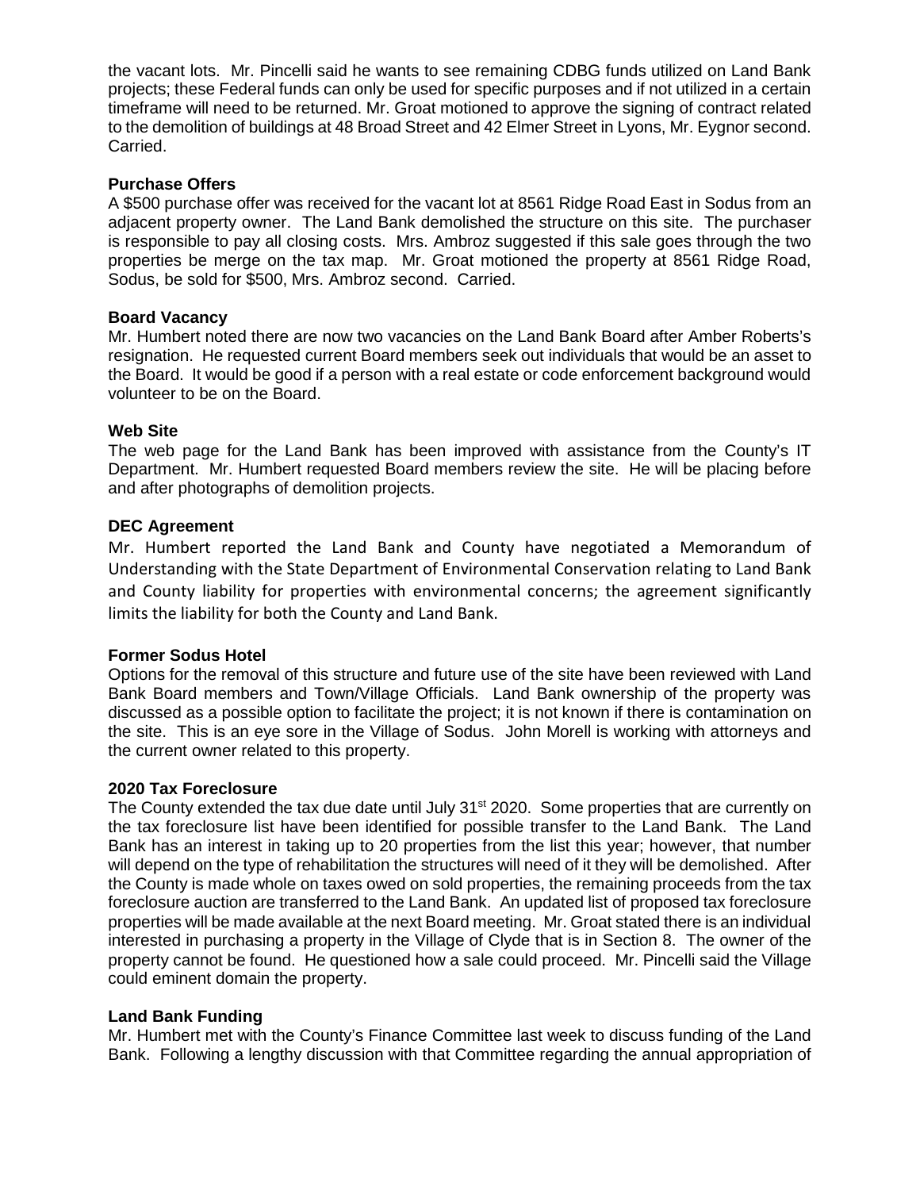the vacant lots. Mr. Pincelli said he wants to see remaining CDBG funds utilized on Land Bank projects; these Federal funds can only be used for specific purposes and if not utilized in a certain timeframe will need to be returned. Mr. Groat motioned to approve the signing of contract related to the demolition of buildings at 48 Broad Street and 42 Elmer Street in Lyons, Mr. Eygnor second. Carried.

**Purchase Offers**

A $500 purchase offer was received for the vacant lot at 8561 Ridge Road East in Sodus from an adjacent property owner. The Land Bank demolished the structure on this site. The purchaser is responsible to pay all closing costs. Mrs. Ambroz suggested if this sale goes through the two properties be merge on the tax map. Mr. Groat motioned the property at 8561 Ridge Road, Sodus, be sold for $500, Mrs. Ambroz second. Carried.

**Board Vacancy**

Mr. Humbert noted there are now two vacancies on the Land Bank Board after Amber Roberts's resignation. He requested current Board members seek out individuals that would be an asset to the Board. It would be good if a person with a real estate or code enforcement background would volunteer to be on the Board.

**Web Site**

The web page for the Land Bank has been improved with assistance from the County's IT Department. Mr. Humbert requested Board members review the site. He will be placing before and after photographs of demolition projects.

**DEC Agreement**

Mr. Humbert reported the Land Bank and County have negotiated a Memorandum of Understanding with the State Department of Environmental Conservation relating to Land Bank and County liability for properties with environmental concerns; the agreement significantly limits the liability for both the County and Land Bank.

**Former Sodus Hotel**

Options for the removal of this structure and future use of the site have been reviewed with Land Bank Board members and Town/Village Officials. Land Bank ownership of the property was discussed as a possible option to facilitate the project; it is not known if there is contamination on the site. This is an eye sore in the Village of Sodus. John Morell is working with attorneys and the current owner related to this property.

**2020 Tax Foreclosure**

The County extended the tax due date until July 31st 2020. Some properties that are currently on the tax foreclosure list have been identified for possible transfer to the Land Bank. The Land Bank has an interest in taking up to 20 properties from the list this year; however, that number will depend on the type of rehabilitation the structures will need of it they will be demolished. After the County is made whole on taxes owed on sold properties, the remaining proceeds from the tax foreclosure auction are transferred to the Land Bank. An updated list of proposed tax foreclosure properties will be made available at the next Board meeting. Mr. Groat stated there is an individual interested in purchasing a property in the Village of Clyde that is in Section 8. The owner of the property cannot be found. He questioned how a sale could proceed. Mr. Pincelli said the Village could eminent domain the property.

**Land Bank Funding**

Mr. Humbert met with the County's Finance Committee last week to discuss funding of the Land Bank. Following a lengthy discussion with that Committee regarding the annual appropriation of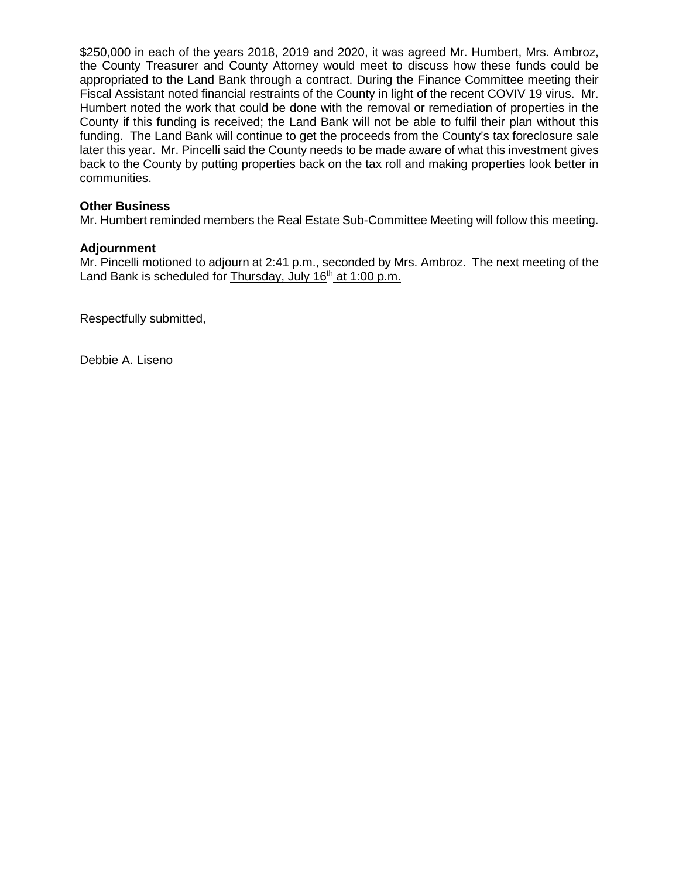$250,000 in each of the years 2018, 2019 and 2020, it was agreed Mr. Humbert, Mrs. Ambroz, the County Treasurer and County Attorney would meet to discuss how these funds could be appropriated to the Land Bank through a contract. During the Finance Committee meeting their Fiscal Assistant noted financial restraints of the County in light of the recent COVIV 19 virus. Mr. Humbert noted the work that could be done with the removal or remediation of properties in the County if this funding is received; the Land Bank will not be able to fulfil their plan without this funding. The Land Bank will continue to get the proceeds from the County's tax foreclosure sale later this year. Mr. Pincelli said the County needs to be made aware of what this investment gives back to the County by putting properties back on the tax roll and making properties look better in communities.

**Other Business**

Mr. Humbert reminded members the Real Estate Sub-Committee Meeting will follow this meeting.

**Adjournment**

Mr. Pincelli motioned to adjourn at 2:41 p.m., seconded by Mrs. Ambroz. The next meeting of the Land Bank is scheduled for <u>Thursday, July 16th at 1:00 p.m.</u>

Respectfully submitted,

Debbie A. Liseno